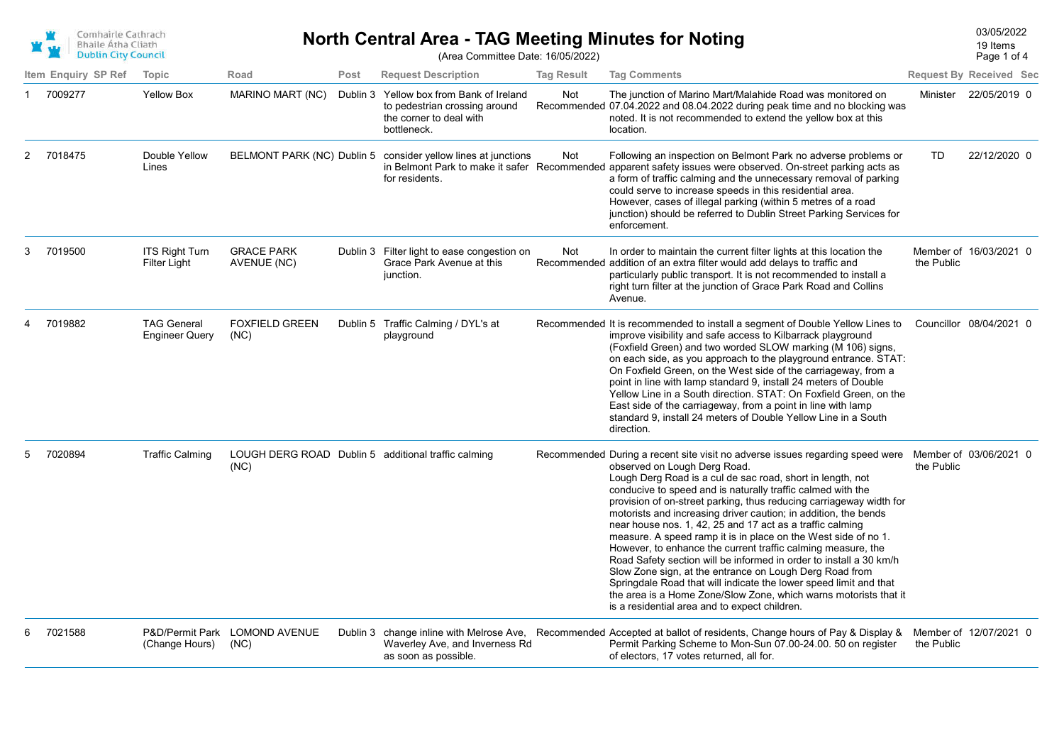Comhairle Cathrach Bhaile Átha Cliath
Dublin City Council

# North Central Area - TAG Meeting Minutes for Noting

(Area Committee Date: 16/05/2022)

03/05/2022
19 Items

| Item | Enquiry | SP Ref | Topic | Road | Post | Request Description | Tag Result | Tag Comments | Request By | Received | Sec |
|---|---|---|---|---|---|---|---|---|---|---|---|
| 1 | 7009277 | | Yellow Box | MARINO MART (NC) | Dublin 3 | Yellow box from Bank of Ireland to pedestrian crossing around the corner to deal with bottleneck. | Not Recommended | The junction of Marino Mart/Malahide Road was monitored on 07.04.2022 and 08.04.2022 during peak time and no blocking was noted. It is not recommended to extend the yellow box at this location. | Minister | 22/05/2019 | 0 |
| 2 | 7018475 | | Double Yellow Lines | BELMONT PARK (NC) | Dublin 5 | consider yellow lines at junctions in Belmont Park to make it safer for residents. | Not Recommended | Following an inspection on Belmont Park no adverse problems or apparent safety issues were observed. On-street parking acts as a form of traffic calming and the unnecessary removal of parking could serve to increase speeds in this residential area. However, cases of illegal parking (within 5 metres of a road junction) should be referred to Dublin Street Parking Services for enforcement. | TD | 22/12/2020 | 0 |
| 3 | 7019500 | | ITS Right Turn Filter Light | GRACE PARK AVENUE (NC) | Dublin 3 | Filter light to ease congestion on Grace Park Avenue at this junction. | Not Recommended | In order to maintain the current filter lights at this location the addition of an extra filter would add delays to traffic and particularly public transport. It is not recommended to install a right turn filter at the junction of Grace Park Road and Collins Avenue. | Member of the Public | 16/03/2021 | 0 |
| 4 | 7019882 | | TAG General Engineer Query | FOXFIELD GREEN (NC) | Dublin 5 | Traffic Calming / DYL's at playground | Recommended | It is recommended to install a segment of Double Yellow Lines to improve visibility and safe access to Kilbarrack playground (Foxfield Green) and two worded SLOW marking (M 106) signs, on each side, as you approach to the playground entrance. STAT: On Foxfield Green, on the West side of the carriageway, from a point in line with lamp standard 9, install 24 meters of Double Yellow Line in a South direction. STAT: On Foxfield Green, on the East side of the carriageway, from a point in line with lamp standard 9, install 24 meters of Double Yellow Line in a South direction. | Councillor | 08/04/2021 | 0 |
| 5 | 7020894 | | Traffic Calming | LOUGH DERG ROAD (NC) | Dublin 5 | additional traffic calming | Recommended | During a recent site visit no adverse issues regarding speed were observed on Lough Derg Road. Lough Derg Road is a cul de sac road, short in length, not conducive to speed and is naturally traffic calmed with the provision of on-street parking, thus reducing carriageway width for motorists and increasing driver caution; in addition, the bends near house nos. 1, 42, 25 and 17 act as a traffic calming measure. A speed ramp it is in place on the West side of no 1. However, to enhance the current traffic calming measure, the Road Safety section will be informed in order to install a 30 km/h Slow Zone sign, at the entrance on Lough Derg Road from Springdale Road that will indicate the lower speed limit and that the area is a Home Zone/Slow Zone, which warns motorists that it is a residential area and to expect children. | Member of the Public | 03/06/2021 | 0 |
| 6 | 7021588 | | P&D/Permit Park (Change Hours) | LOMOND AVENUE (NC) | Dublin 3 | change inline with Melrose Ave, Waverley Ave, and Inverness Rd as soon as possible. | Recommended | Accepted at ballot of residents, Change hours of Pay & Display & Permit Parking Scheme to Mon-Sun 07.00-24.00. 50 on register of electors, 17 votes returned, all for. | Member of the Public | 12/07/2021 | 0 |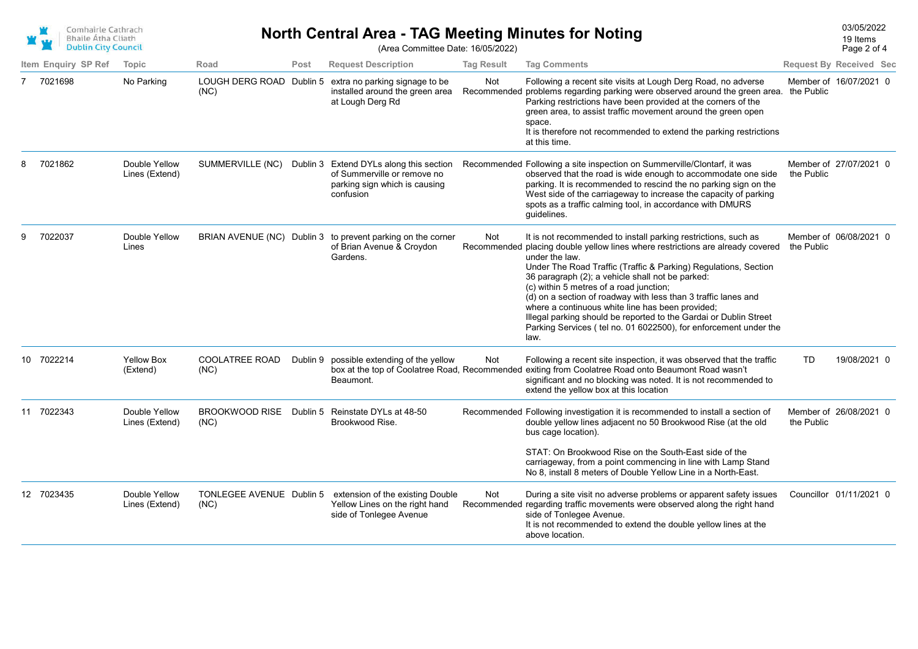# North Central Area - TAG Meeting Minutes for Noting

(Area Committee Date: 16/05/2022)

03/05/2022
19 Items

| Item | Enquiry | SP Ref | Topic | Road | Post | Request Description | Tag Result | Tag Comments | Request By | Received | Sec |
|---|---|---|---|---|---|---|---|---|---|---|---|
| 7 | 7021698 | | No Parking | LOUGH DERG ROAD (NC) | Dublin 5 | extra no parking signage to be installed around the green area at Lough Derg Rd | Not Recommended | Following a recent site visits at Lough Derg Road, no adverse problems regarding parking were observed around the green area. Parking restrictions have been provided at the corners of the green area, to assist traffic movement around the green open space.<br>It is therefore not recommended to extend the parking restrictions at this time. | Member of the Public | 16/07/2021 | 0 |
| 8 | 7021862 | | Double Yellow Lines (Extend) | SUMMERVILLE (NC) | Dublin 3 | Extend DYLs along this section of Summerville or remove no parking sign which is causing confusion | Recommended | Following a site inspection on Summerville/Clontarf, it was observed that the road is wide enough to accommodate one side parking. It is recommended to rescind the no parking sign on the West side of the carriageway to increase the capacity of parking spots as a traffic calming tool, in accordance with DMURS guidelines. | Member of the Public | 27/07/2021 | 0 |
| 9 | 7022037 | | Double Yellow Lines | BRIAN AVENUE (NC) | Dublin 3 | to prevent parking on the corner of Brian Avenue & Croydon Gardens. | Not Recommended | It is not recommended to install parking restrictions, such as placing double yellow lines where restrictions are already covered under the law.<br>Under The Road Traffic (Traffic & Parking) Regulations, Section 36 paragraph (2); a vehicle shall not be parked:<br>(c) within 5 metres of a road junction;<br>(d) on a section of roadway with less than 3 traffic lanes and where a continuous white line has been provided;<br>Illegal parking should be reported to the Gardai or Dublin Street Parking Services ( tel no. 01 6022500), for enforcement under the law. | Member of the Public | 06/08/2021 | 0 |
| 10 | 7022214 | | Yellow Box (Extend) | COOLATREE ROAD (NC) | Dublin 9 | possible extending of the yellow box at the top of Coolatree Road, Beaumont. | Not Recommended | Following a recent site inspection, it was observed that the traffic exiting from Coolatree Road onto Beaumont Road wasn't significant and no blocking was noted. It is not recommended to extend the yellow box at this location | TD | 19/08/2021 | 0 |
| 11 | 7022343 | | Double Yellow Lines (Extend) | BROOKWOOD RISE (NC) | Dublin 5 | Reinstate DYLs at 48-50 Brookwood Rise. | Recommended | Following investigation it is recommended to install a section of double yellow lines adjacent no 50 Brookwood Rise (at the old bus cage location).<br><br>STAT: On Brookwood Rise on the South-East side of the carriageway, from a point commencing in line with Lamp Stand No 8, install 8 meters of Double Yellow Line in a North-East. | Member of the Public | 26/08/2021 | 0 |
| 12 | 7023435 | | Double Yellow Lines (Extend) | TONLEGEE AVENUE (NC) | Dublin 5 | extension of the existing Double Yellow Lines on the right hand side of Tonlegee Avenue | Not Recommended | During a site visit no adverse problems or apparent safety issues regarding traffic movements were observed along the right hand side of Tonlegee Avenue.<br>It is not recommended to extend the double yellow lines at the above location. | Councillor | 01/11/2021 | 0 |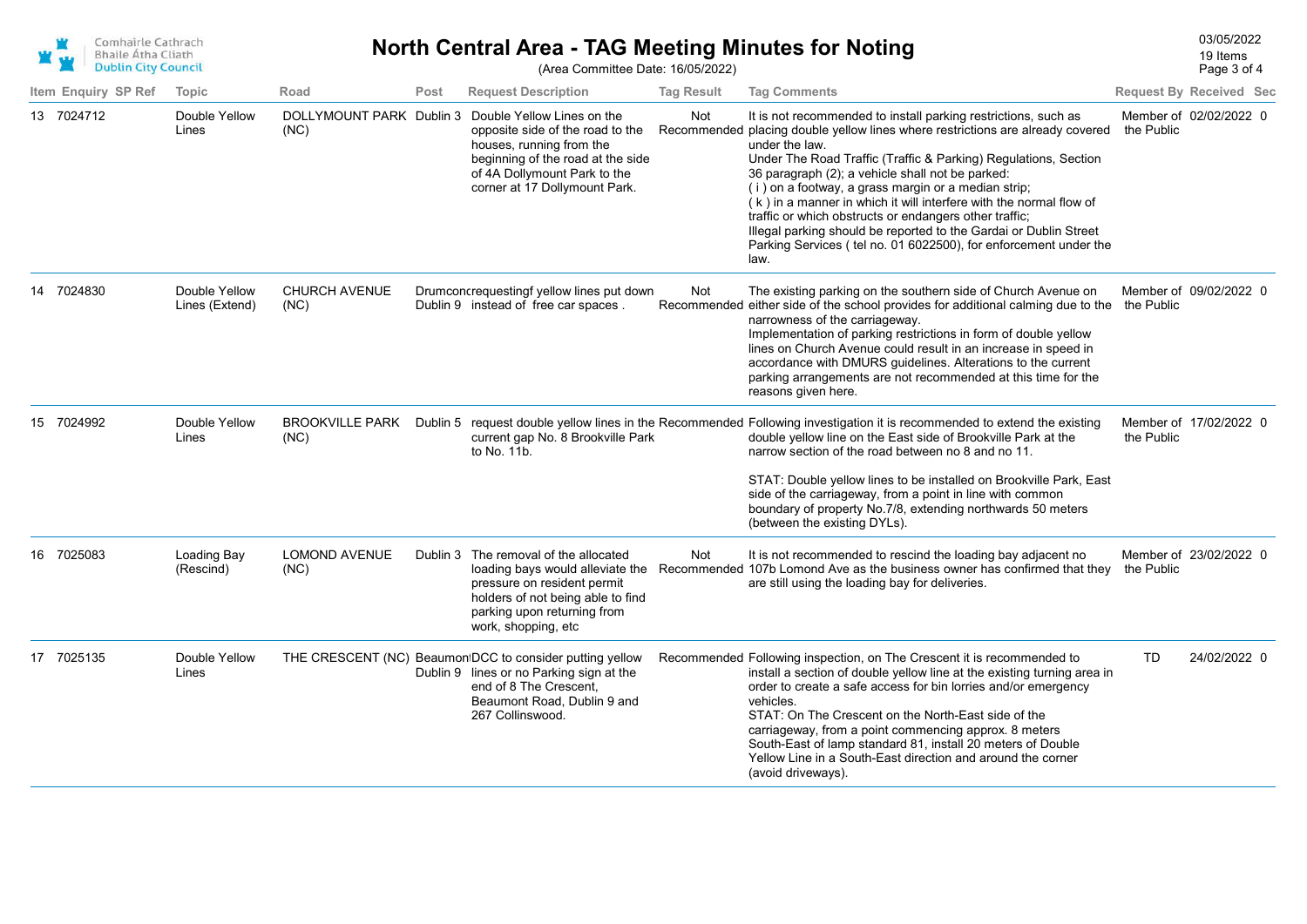# North Central Area - TAG Meeting Minutes for Noting

(Area Committee Date: 16/05/2022)

03/05/2022
19 Items

| Item | Enquiry | SP Ref | Topic | Road | Post | Request Description | Tag Result | Tag Comments | Request By | Received | Sec |
|---|---|---|---|---|---|---|---|---|---|---|---|
| 13 | 7024712 | | Double Yellow Lines | DOLLYMOUNT PARK (NC) | Dublin 3 | Double Yellow Lines on the opposite side of the road to the houses, running from the beginning of the road at the side of 4A Dollymount Park to the corner at 17 Dollymount Park. | Not Recommended | It is not recommended to install parking restrictions, such as placing double yellow lines where restrictions are already covered under the law.<br>Under The Road Traffic (Traffic & Parking) Regulations, Section 36 paragraph (2); a vehicle shall not be parked:<br>( i ) on a footway, a grass margin or a median strip;<br>( k ) in a manner in which it will interfere with the normal flow of traffic or which obstructs or endangers other traffic;<br>Illegal parking should be reported to the Gardai or Dublin Street Parking Services ( tel no. 01 6022500), for enforcement under the law. | Member of the Public | 02/02/2022 | 0 |
| 14 | 7024830 | | Double Yellow Lines (Extend) | CHURCH AVENUE (NC) | Drumcondra Dublin 9 | requestingf yellow lines put down instead of free car spaces . | Not Recommended | The existing parking on the southern side of Church Avenue on either side of the school provides for additional calming due to the narrowness of the carriageway.<br>Implementation of parking restrictions in form of double yellow lines on Church Avenue could result in an increase in speed in accordance with DMURS guidelines. Alterations to the current parking arrangements are not recommended at this time for the reasons given here. | Member of the Public | 09/02/2022 | 0 |
| 15 | 7024992 | | Double Yellow Lines | BROOKVILLE PARK (NC) | Dublin 5 | request double yellow lines in the current gap No. 8 Brookville Park to No. 11b. | Recommended | Following investigation it is recommended to extend the existing double yellow line on the East side of Brookville Park at the narrow section of the road between no 8 and no 11.<br><br>STAT: Double yellow lines to be installed on Brookville Park, East side of the carriageway, from a point in line with common boundary of property No.7/8, extending northwards 50 meters (between the existing DYLs). | Member of the Public | 17/02/2022 | 0 |
| 16 | 7025083 | | Loading Bay (Rescind) | LOMOND AVENUE (NC) | Dublin 3 | The removal of the allocated loading bays would alleviate the pressure on resident permit holders of not being able to find parking upon returning from work, shopping, etc | Not Recommended | It is not recommended to rescind the loading bay adjacent no 107b Lomond Ave as the business owner has confirmed that they are still using the loading bay for deliveries. | Member of the Public | 23/02/2022 | 0 |
| 17 | 7025135 | | Double Yellow Lines | THE CRESCENT (NC) | Beaumont Dublin 9 | DCC to consider putting yellow lines or no Parking sign at the end of 8 The Crescent, Beaumont Road, Dublin 9 and 267 Collinswood. | Recommended | Following inspection, on The Crescent it is recommended to install a section of double yellow line at the existing turning area in order to create a safe access for bin lorries and/or emergency vehicles.<br>STAT: On The Crescent on the North-East side of the carriageway, from a point commencing approx. 8 meters South-East of lamp standard 81, install 20 meters of Double Yellow Line in a South-East direction and around the corner (avoid driveways). | TD | 24/02/2022 | 0 |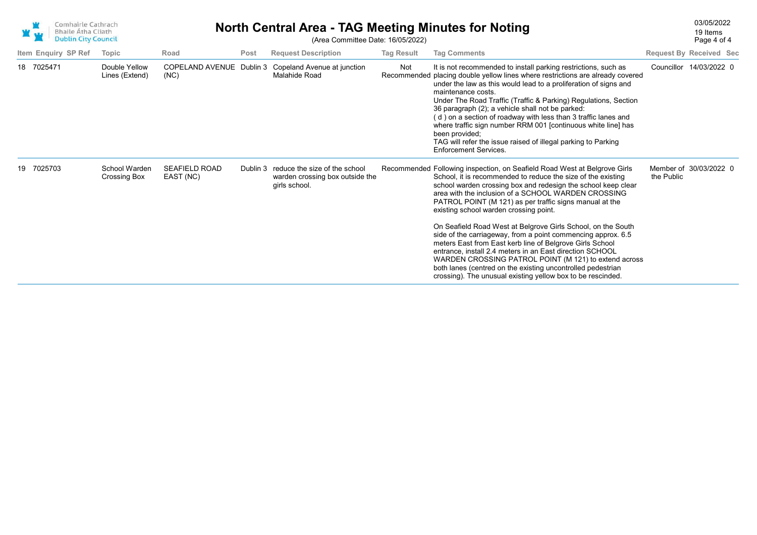# North Central Area - TAG Meeting Minutes for Noting

(Area Committee Date: 16/05/2022)

03/05/2022
19 Items

| Item | Enquiry | SP Ref | Topic | Road | Post | Request Description | Tag Result | Tag Comments | Request By | Received | Sec |
|---|---|---|---|---|---|---|---|---|---|---|---|
| 18 | 7025471 | | Double Yellow Lines (Extend) | COPELAND AVENUE (NC) | Dublin 3 | Copeland Avenue at junction Malahide Road | Not Recommended | It is not recommended to install parking restrictions, such as placing double yellow lines where restrictions are already covered under the law as this would lead to a proliferation of signs and maintenance costs. Under The Road Traffic (Traffic & Parking) Regulations, Section 36 paragraph (2); a vehicle shall not be parked: ( d ) on a section of roadway with less than 3 traffic lanes and where traffic sign number RRM 001 [continuous white line] has been provided; TAG will refer the issue raised of illegal parking to Parking Enforcement Services. | Councillor | 14/03/2022 | 0 |
| 19 | 7025703 | | School Warden Crossing Box | SEAFIELD ROAD EAST (NC) | Dublin 3 | reduce the size of the school warden crossing box outside the girls school. | Recommended | Following inspection, on Seafield Road West at Belgrove Girls School, it is recommended to reduce the size of the existing school warden crossing box and redesign the school keep clear area with the inclusion of a SCHOOL WARDEN CROSSING PATROL POINT (M 121) as per traffic signs manual at the existing school warden crossing point.<br><br>On Seafield Road West at Belgrove Girls School, on the South side of the carriageway, from a point commencing approx. 6.5 meters East from East kerb line of Belgrove Girls School entrance, install 2.4 meters in an East direction SCHOOL WARDEN CROSSING PATROL POINT (M 121) to extend across both lanes (centred on the existing uncontrolled pedestrian crossing). The unusual existing yellow box to be rescinded. | Member of the Public | 30/03/2022 | 0 |